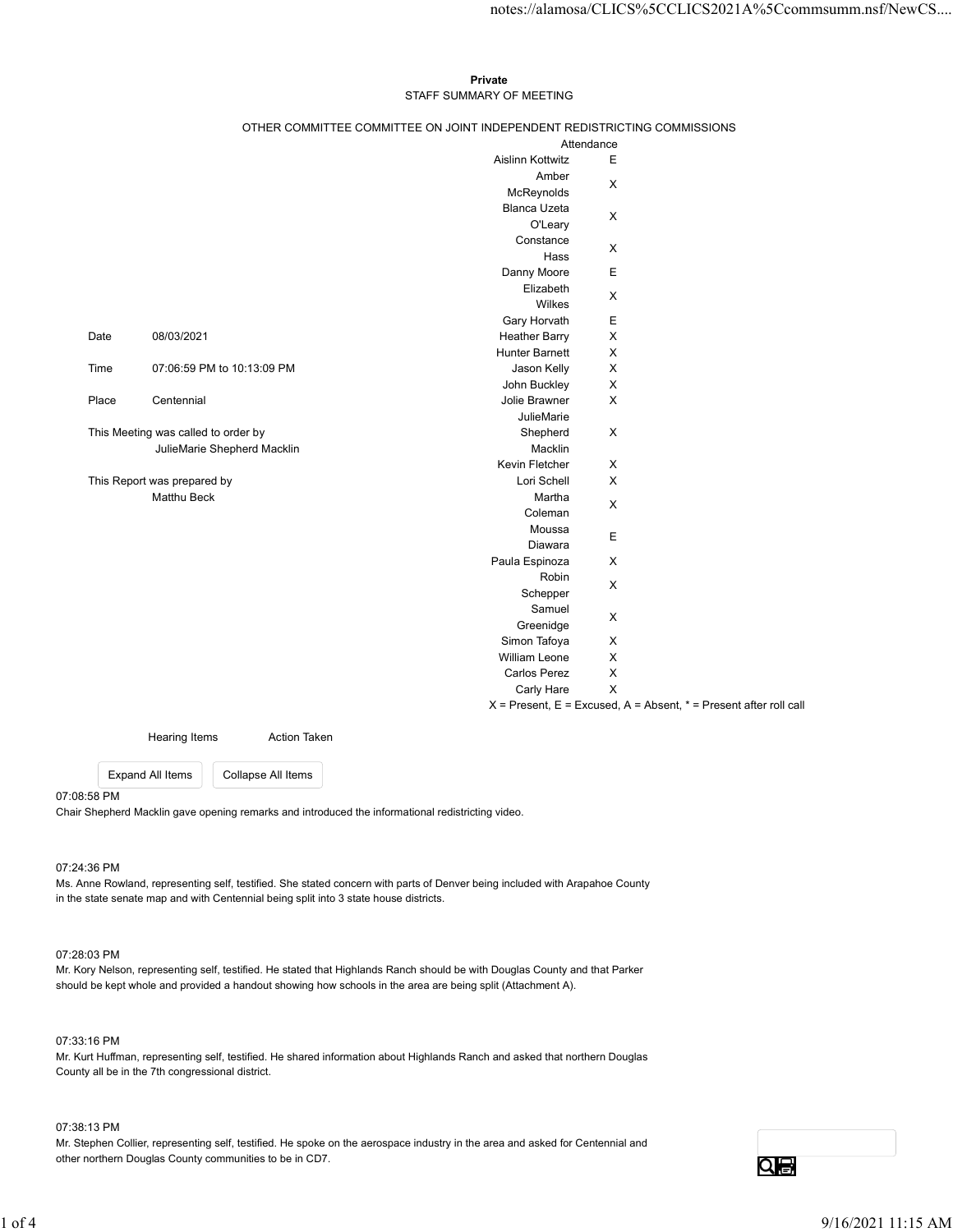**Private**

STAFF SUMMARY OF MEETING

OTHER COMMITTEE COMMITTEE ON JOINT INDEPENDENT REDISTRICTING COMMISSIONS

| | | Attendance | |
|---|---|---|---|
| | | Aislinn Kottwitz | E |
| | | Amber McReynolds | X |
| | | Blanca Uzeta O'Leary | X |
| | | Constance Hass | X |
| | | Danny Moore | E |
| | | Elizabeth Wilkes | X |
| | | Gary Horvath | E |
| Date | 08/03/2021 | Heather Barry | X |
| | | Hunter Barnett | X |
| Time | 07:06:59 PM to 10:13:09 PM | Jason Kelly | X |
| | | John Buckley | X |
| Place | Centennial | Jolie Brawner | X |
| This Meeting was called to order by | JulieMarie Shepherd Macklin | JulieMarie Shepherd Macklin | X |
| | | Kevin Fletcher | X |
| This Report was prepared by | Matthu Beck | Lori Schell | X |
| | | Martha Coleman | X |
| | | Moussa Diawara | E |
| | | Paula Espinoza | X |
| | | Robin Schepper | X |
| | | Samuel Greenidge | X |
| | | Simon Tafoya | X |
| | | William Leone | X |
| | | Carlos Perez | X |
| | | Carly Hare | X |

X = Present, E = Excused, A = Absent, * = Present after roll call

| Hearing Items | Action Taken |
|---|---|

07:08:58 PM

Chair Shepherd Macklin gave opening remarks and introduced the informational redistricting video.

07:24:36 PM

Ms. Anne Rowland, representing self, testified. She stated concern with parts of Denver being included with Arapahoe County in the state senate map and with Centennial being split into 3 state house districts.

07:28:03 PM

Mr. Kory Nelson, representing self, testified. He stated that Highlands Ranch should be with Douglas County and that Parker should be kept whole and provided a handout showing how schools in the area are being split (Attachment A).

07:33:16 PM

Mr. Kurt Huffman, representing self, testified. He shared information about Highlands Ranch and asked that northern Douglas County all be in the 7th congressional district.

07:38:13 PM

Mr. Stephen Collier, representing self, testified. He spoke on the aerospace industry in the area and asked for Centennial and other northern Douglas County communities to be in CD7.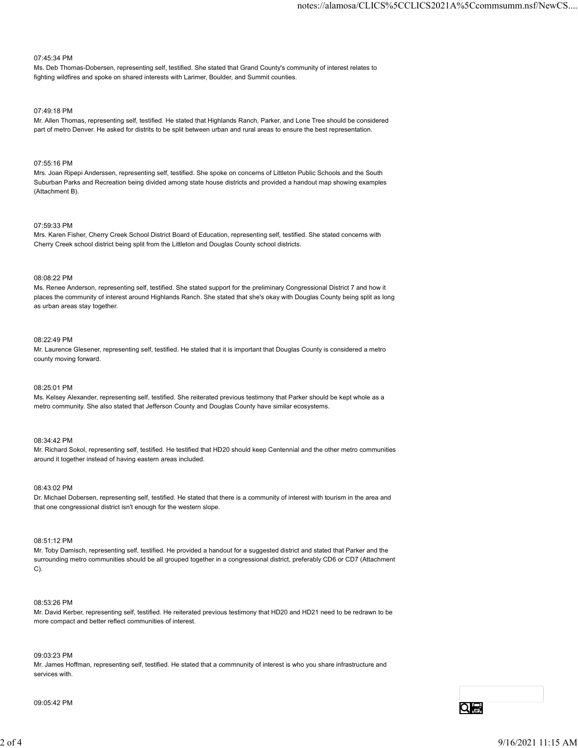07:45:34 PM

Ms. Deb Thomas-Dobersen, representing self, testified. She stated that Grand County's community of interest relates to fighting wildfires and spoke on shared interests with Larimer, Boulder, and Summit counties.

07:49:18 PM

Mr. Allen Thomas, representing self, testified. He stated that Highlands Ranch, Parker, and Lone Tree should be considered part of metro Denver. He asked for distrits to be split between urban and rural areas to ensure the best representation.

07:55:16 PM

Mrs. Joan Ripepi Anderssen, representing self, testified. She spoke on concerns of Littleton Public Schools and the South Suburban Parks and Recreation being divided among state house districts and provided a handout map showing examples (Attachment B).

07:59:33 PM

Mrs. Karen Fisher, Cherry Creek School District Board of Education, representing self, testified. She stated concerns with Cherry Creek school district being split from the Littleton and Douglas County school districts.

08:08:22 PM

Ms. Renee Anderson, representing self, testified. She stated support for the preliminary Congressional District 7 and how it places the community of interest around Highlands Ranch. She stated that she's okay with Douglas County being split as long as urban areas stay together.

08:22:49 PM

Mr. Laurence Glesener, representing self, testified. He stated that it is important that Douglas County is considered a metro county moving forward.

08:25:01 PM

Ms. Kelsey Alexander, representing self, testified. She reiterated previous testimony that Parker should be kept whole as a metro community. She also stated that Jefferson County and Douglas County have similar ecosystems.

08:34:42 PM

Mr. Richard Sokol, representing self, testified. He testified that HD20 should keep Centennial and the other metro communities around it together instead of having eastern areas included.

08:43:02 PM

Dr. Michael Dobersen, representing self, testified. He stated that there is a community of interest with tourism in the area and that one congressional district isn't enough for the western slope.

08:51:12 PM

Mr. Toby Damisch, representing self, testified. He provided a handout for a suggested district and stated that Parker and the surrounding metro communities should be all grouped together in a congressional district, preferably CD6 or CD7 (Attachment C).

08:53:26 PM

Mr. David Kerber, representing self, testified. He reiterated previous testimony that HD20 and HD21 need to be redrawn to be more compact and better reflect communities of interest.

09:03:23 PM

Mr. James Hoffman, representing self, testified. He stated that a commnunity of interest is who you share infrastructure and services with.

09:05:42 PM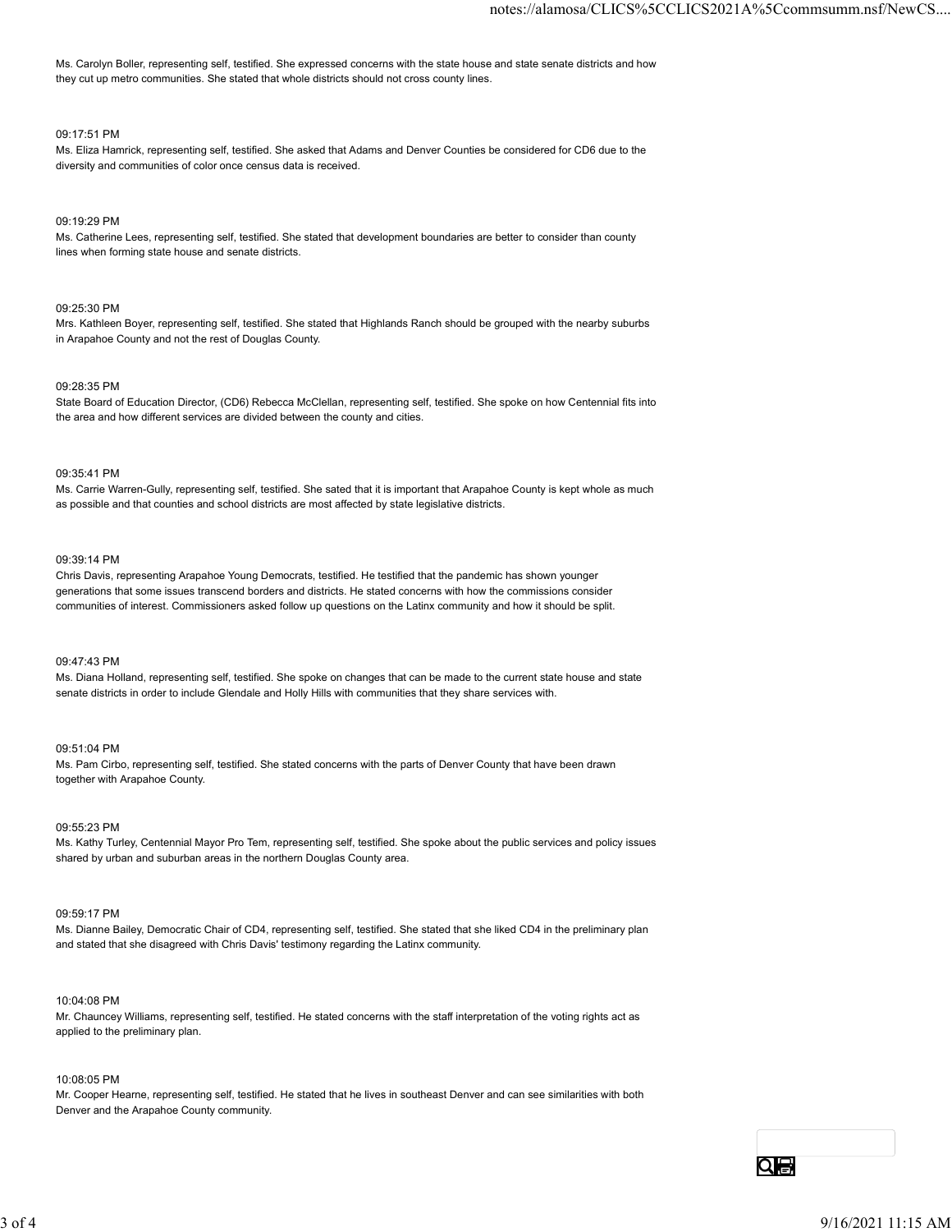Ms. Carolyn Boller, representing self, testified. She expressed concerns with the state house and state senate districts and how they cut up metro communities. She stated that whole districts should not cross county lines.

09:17:51 PM
Ms. Eliza Hamrick, representing self, testified. She asked that Adams and Denver Counties be considered for CD6 due to the diversity and communities of color once census data is received.

09:19:29 PM
Ms. Catherine Lees, representing self, testified. She stated that development boundaries are better to consider than county lines when forming state house and senate districts.

09:25:30 PM
Mrs. Kathleen Boyer, representing self, testified. She stated that Highlands Ranch should be grouped with the nearby suburbs in Arapahoe County and not the rest of Douglas County.

09:28:35 PM
State Board of Education Director, (CD6) Rebecca McClellan, representing self, testified. She spoke on how Centennial fits into the area and how different services are divided between the county and cities.

09:35:41 PM
Ms. Carrie Warren-Gully, representing self, testified. She sated that it is important that Arapahoe County is kept whole as much as possible and that counties and school districts are most affected by state legislative districts.

09:39:14 PM
Chris Davis, representing Arapahoe Young Democrats, testified. He testified that the pandemic has shown younger generations that some issues transcend borders and districts. He stated concerns with how the commissions consider communities of interest. Commissioners asked follow up questions on the Latinx community and how it should be split.

09:47:43 PM
Ms. Diana Holland, representing self, testified. She spoke on changes that can be made to the current state house and state senate districts in order to include Glendale and Holly Hills with communities that they share services with.

09:51:04 PM
Ms. Pam Cirbo, representing self, testified. She stated concerns with the parts of Denver County that have been drawn together with Arapahoe County.

09:55:23 PM
Ms. Kathy Turley, Centennial Mayor Pro Tem, representing self, testified. She spoke about the public services and policy issues shared by urban and suburban areas in the northern Douglas County area.

09:59:17 PM
Ms. Dianne Bailey, Democratic Chair of CD4, representing self, testified. She stated that she liked CD4 in the preliminary plan and stated that she disagreed with Chris Davis' testimony regarding the Latinx community.

10:04:08 PM
Mr. Chauncey Williams, representing self, testified. He stated concerns with the staff interpretation of the voting rights act as applied to the preliminary plan.

10:08:05 PM
Mr. Cooper Hearne, representing self, testified. He stated that he lives in southeast Denver and can see similarities with both Denver and the Arapahoe County community.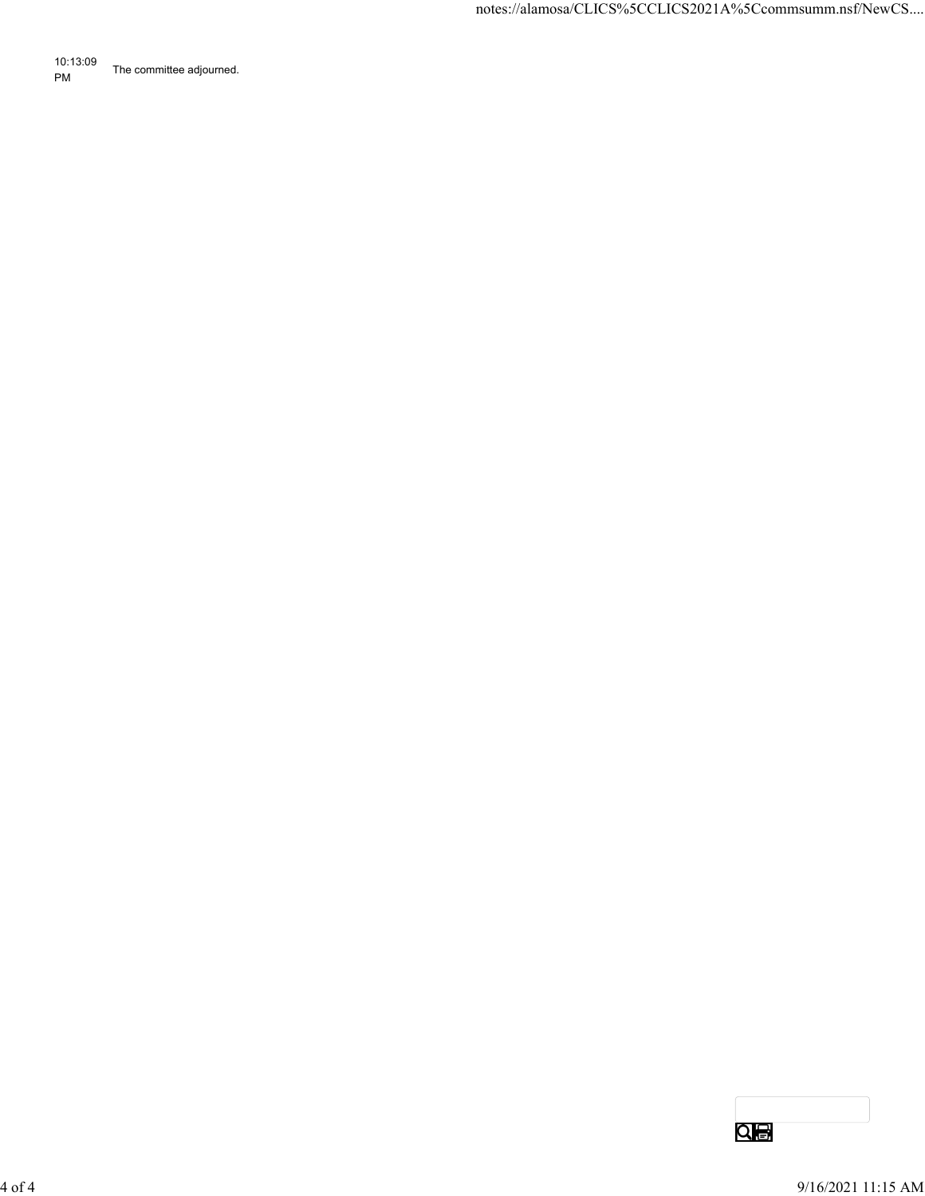| | |
|---|---|
| 10:13:09 PM | The committee adjourned. |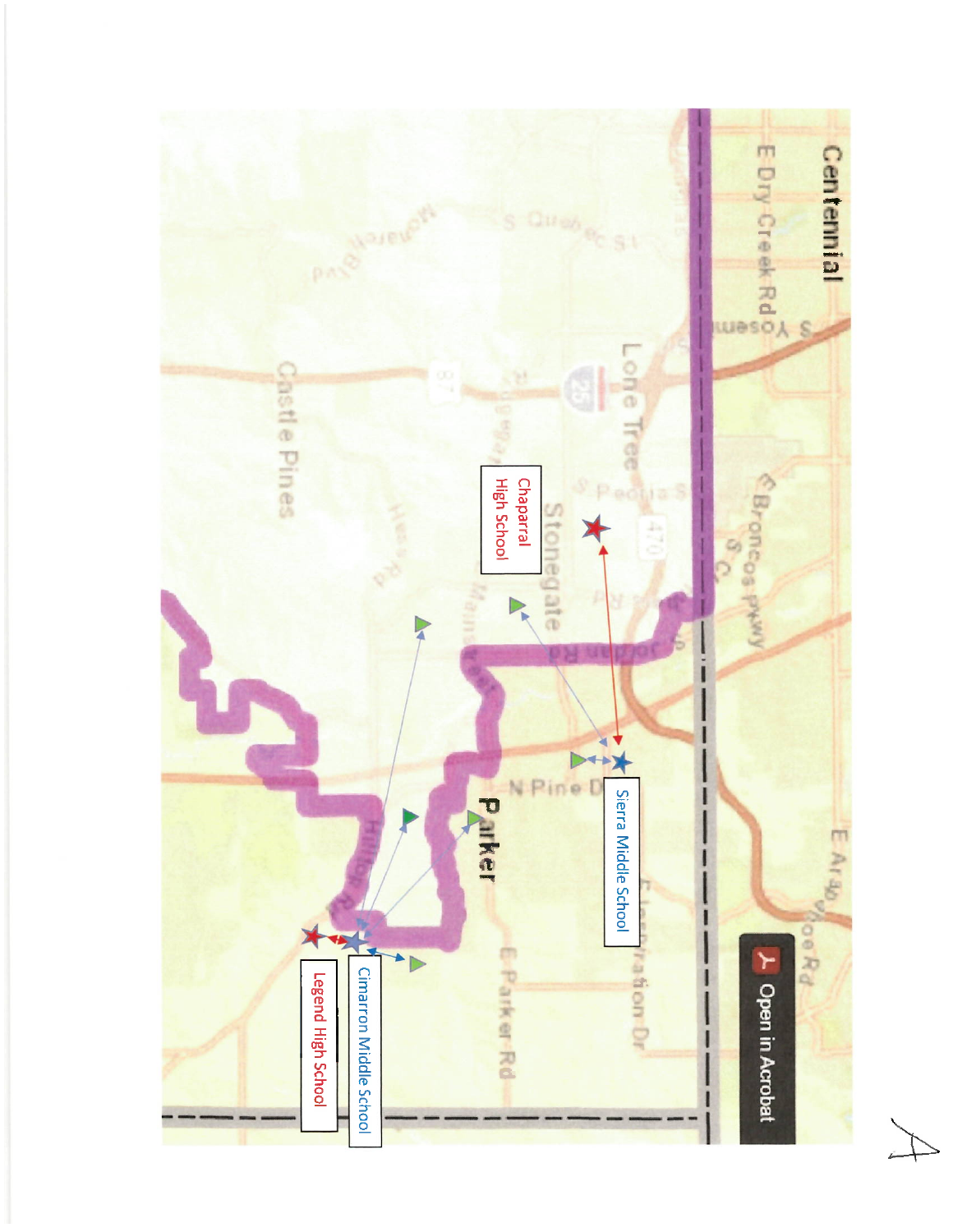Centennial

E Dry Creek Rd

S Yosemite

E Broncos Pkwy

E Arapahoe Rd

Open in Acrobat

Lone Tree

S Peoria St

470

25

87

S Quebec St

Monarch Blvd

Castle Pines

Stonegate

Chaparral High School

Sierra Middle School

N Pine Dr

Parker

E Parker Rd

Hilltop Rd

Cimarron Middle School

Legend High School

A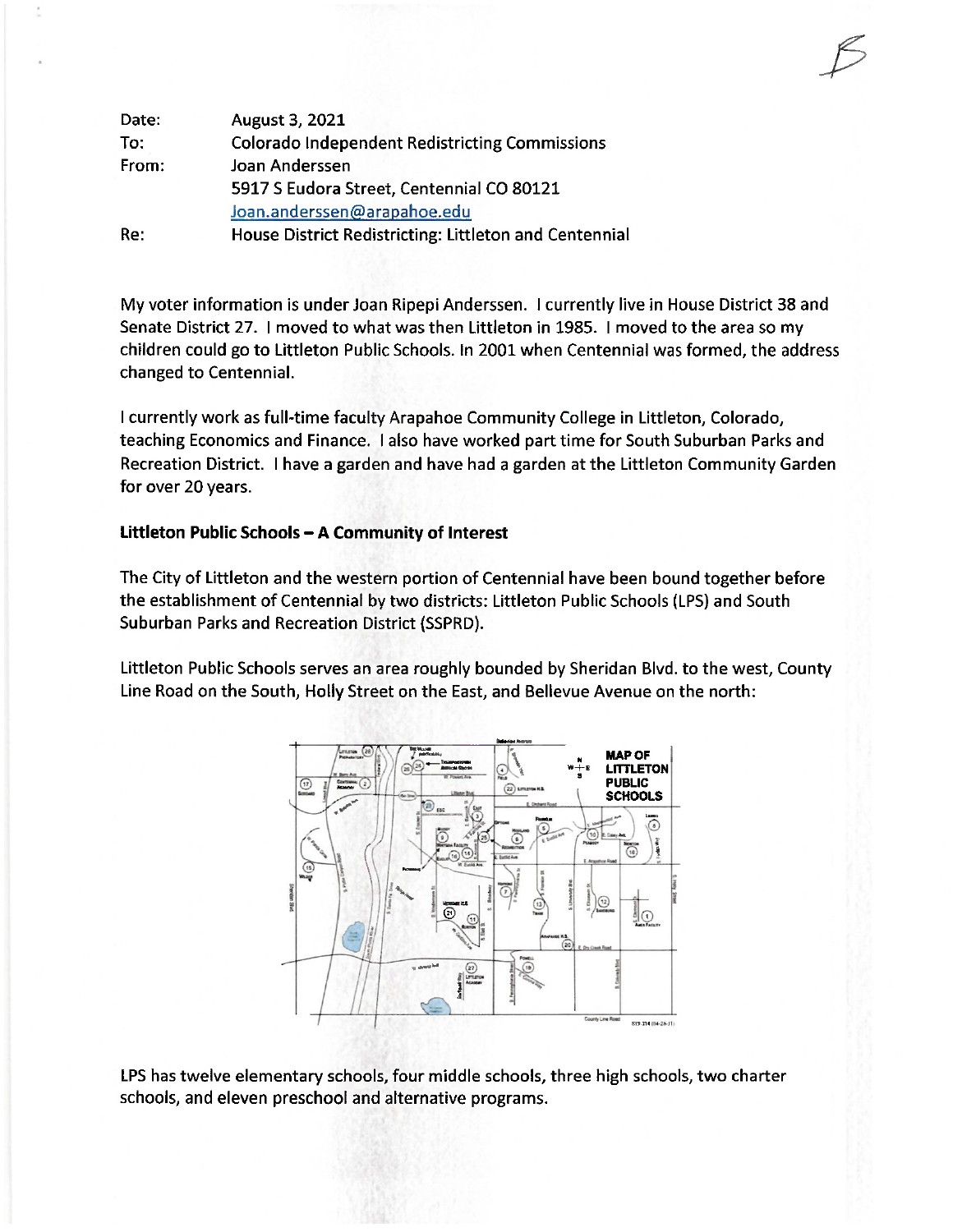B

Date: August 3, 2021
To: Colorado Independent Redistricting Commissions
From: Joan Anderssen
5917 S Eudora Street, Centennial CO 80121
Joan.anderssen@arapahoe.edu
Re: House District Redistricting: Littleton and Centennial

My voter information is under Joan Ripepi Anderssen. I currently live in House District 38 and Senate District 27. I moved to what was then Littleton in 1985. I moved to the area so my children could go to Littleton Public Schools. In 2001 when Centennial was formed, the address changed to Centennial.

I currently work as full-time faculty Arapahoe Community College in Littleton, Colorado, teaching Economics and Finance. I also have worked part time for South Suburban Parks and Recreation District. I have a garden and have had a garden at the Littleton Community Garden for over 20 years.

**Littleton Public Schools – A Community of Interest**

The City of Littleton and the western portion of Centennial have been bound together before the establishment of Centennial by two districts: Littleton Public Schools (LPS) and South Suburban Parks and Recreation District (SSPRD).

Littleton Public Schools serves an area roughly bounded by Sheridan Blvd. to the west, County Line Road on the South, Holly Street on the East, and Bellevue Avenue on the north:

MAP OF LITTLETON PUBLIC SCHOOLS

LPS has twelve elementary schools, four middle schools, three high schools, two charter schools, and eleven preschool and alternative programs.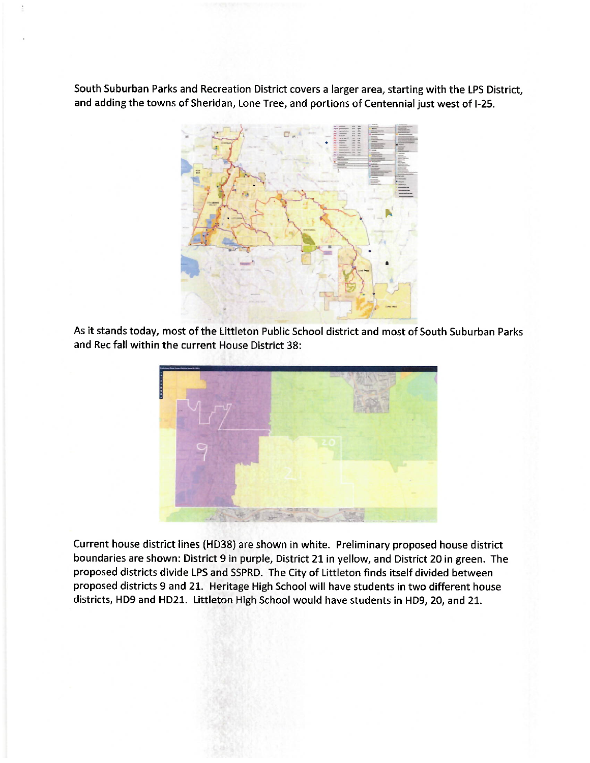South Suburban Parks and Recreation District covers a larger area, starting with the LPS District, and adding the towns of Sheridan, Lone Tree, and portions of Centennial just west of I-25.

As it stands today, most of the Littleton Public School district and most of South Suburban Parks and Rec fall within the current House District 38:

Current house district lines (HD38) are shown in white. Preliminary proposed house district boundaries are shown: District 9 in purple, District 21 in yellow, and District 20 in green. The proposed districts divide LPS and SSPRD. The City of Littleton finds itself divided between proposed districts 9 and 21. Heritage High School will have students in two different house districts, HD9 and HD21. Littleton High School would have students in HD9, 20, and 21.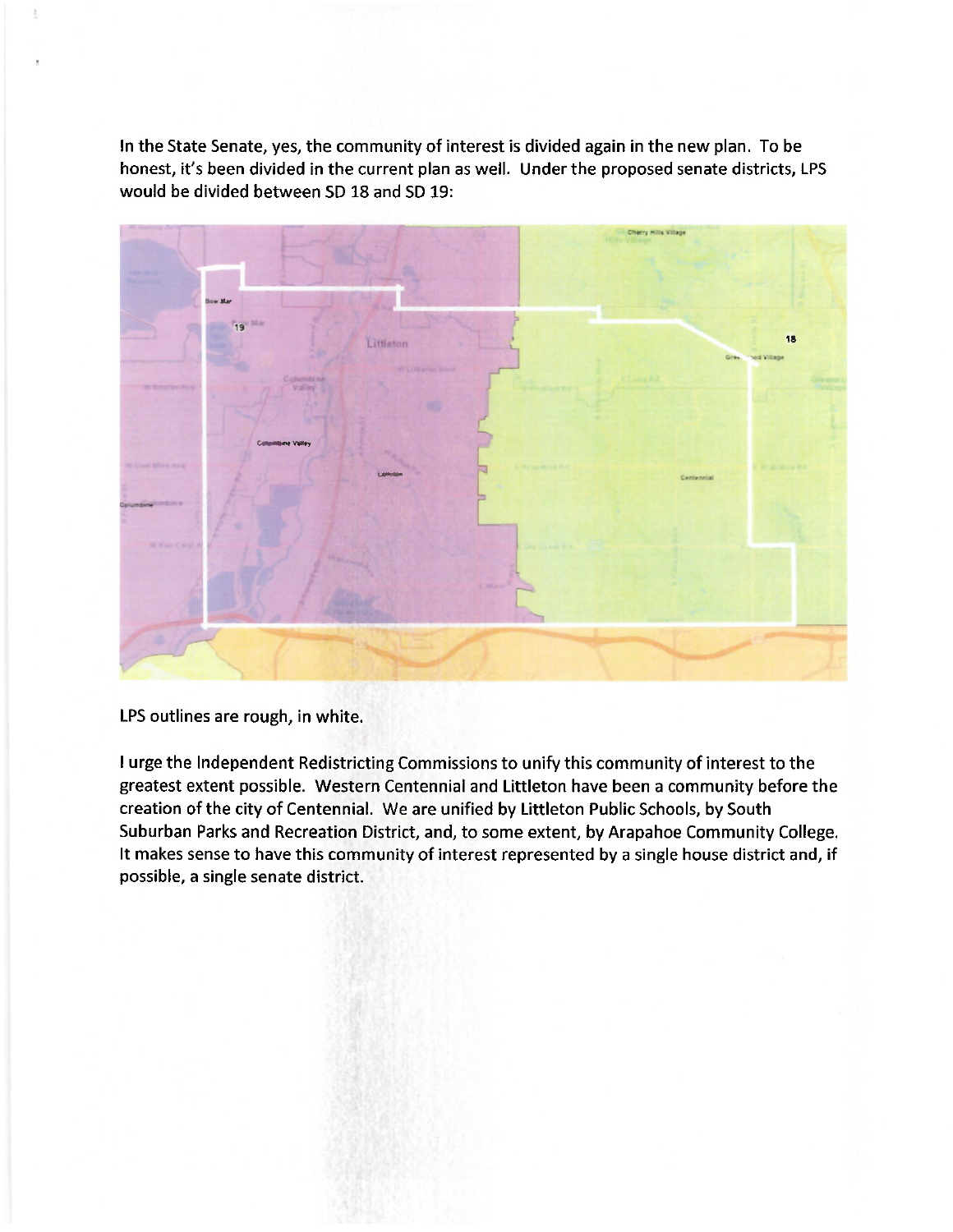In the State Senate, yes, the community of interest is divided again in the new plan. To be honest, it's been divided in the current plan as well. Under the proposed senate districts, LPS would be divided between SD 18 and SD 19:

LPS outlines are rough, in white.

I urge the Independent Redistricting Commissions to unify this community of interest to the greatest extent possible. Western Centennial and Littleton have been a community before the creation of the city of Centennial. We are unified by Littleton Public Schools, by South Suburban Parks and Recreation District, and, to some extent, by Arapahoe Community College. It makes sense to have this community of interest represented by a single house district and, if possible, a single senate district.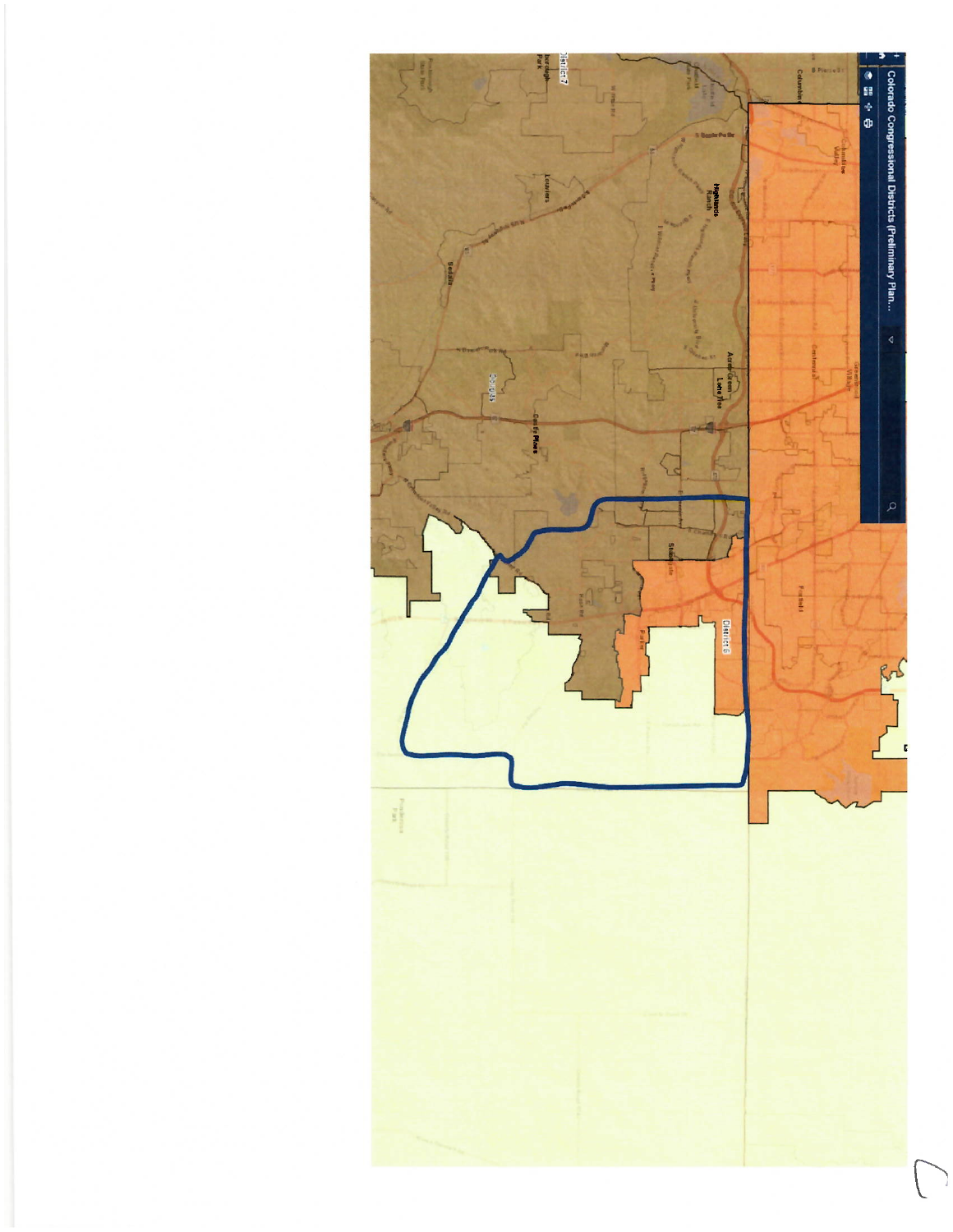Colorado Congressional Districts (Preliminary Plan...

District 7

District 6

Columbine Valley

Greenwood Village

Centennial

Highlands Ranch

Acres Green

Lone Tree

Roxborough Park

Louviers

Sedalia

Castle Pines

Stonegate

Parker

Foxfield